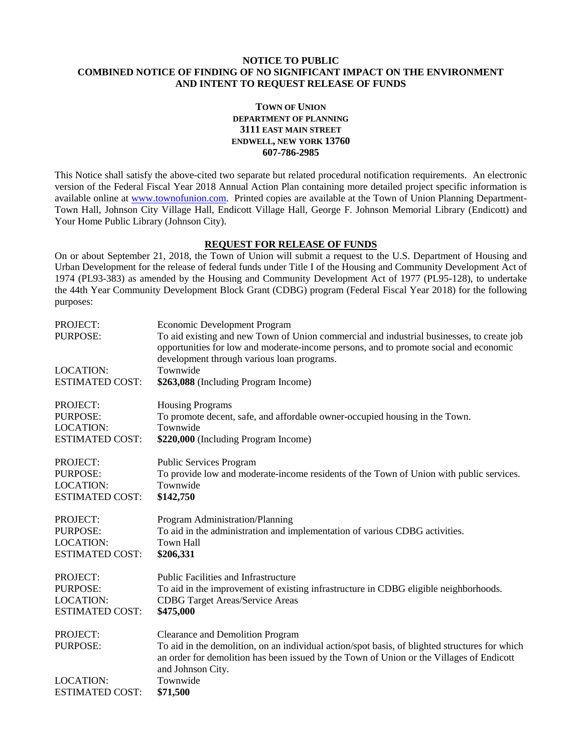**NOTICE TO PUBLIC**
**COMBINED NOTICE OF FINDING OF NO SIGNIFICANT IMPACT ON THE ENVIRONMENT AND INTENT TO REQUEST RELEASE OF FUNDS**

**TOWN OF UNION**
**DEPARTMENT OF PLANNING**
**3111 EAST MAIN STREET**
**ENDWELL, NEW YORK 13760**
**607-786-2985**

This Notice shall satisfy the above-cited two separate but related procedural notification requirements. An electronic version of the Federal Fiscal Year 2018 Annual Action Plan containing more detailed project specific information is available online at www.townofunion.com. Printed copies are available at the Town of Union Planning Department-Town Hall, Johnson City Village Hall, Endicott Village Hall, George F. Johnson Memorial Library (Endicott) and Your Home Public Library (Johnson City).

**REQUEST FOR RELEASE OF FUNDS**

On or about September 21, 2018, the Town of Union will submit a request to the U.S. Department of Housing and Urban Development for the release of federal funds under Title I of the Housing and Community Development Act of 1974 (PL93-383) as amended by the Housing and Community Development Act of 1977 (PL95-128), to undertake the 44th Year Community Development Block Grant (CDBG) program (Federal Fiscal Year 2018) for the following purposes:

PROJECT: Economic Development Program
PURPOSE: To aid existing and new Town of Union commercial and industrial businesses, to create job opportunities for low and moderate-income persons, and to promote social and economic development through various loan programs.
LOCATION: Townwide
ESTIMATED COST: **$263,088** (Including Program Income)

PROJECT: Housing Programs
PURPOSE: To promote decent, safe, and affordable owner-occupied housing in the Town.
LOCATION: Townwide
ESTIMATED COST: **$220,000** (Including Program Income)

PROJECT: Public Services Program
PURPOSE: To provide low and moderate-income residents of the Town of Union with public services.
LOCATION: Townwide
ESTIMATED COST: **$142,750**

PROJECT: Program Administration/Planning
PURPOSE: To aid in the administration and implementation of various CDBG activities.
LOCATION: Town Hall
ESTIMATED COST: **$206,331**

PROJECT: Public Facilities and Infrastructure
PURPOSE: To aid in the improvement of existing infrastructure in CDBG eligible neighborhoods.
LOCATION: CDBG Target Areas/Service Areas
ESTIMATED COST: **$475,000**

PROJECT: Clearance and Demolition Program
PURPOSE: To aid in the demolition, on an individual action/spot basis, of blighted structures for which an order for demolition has been issued by the Town of Union or the Villages of Endicott and Johnson City.
LOCATION: Townwide
ESTIMATED COST: **$71,500**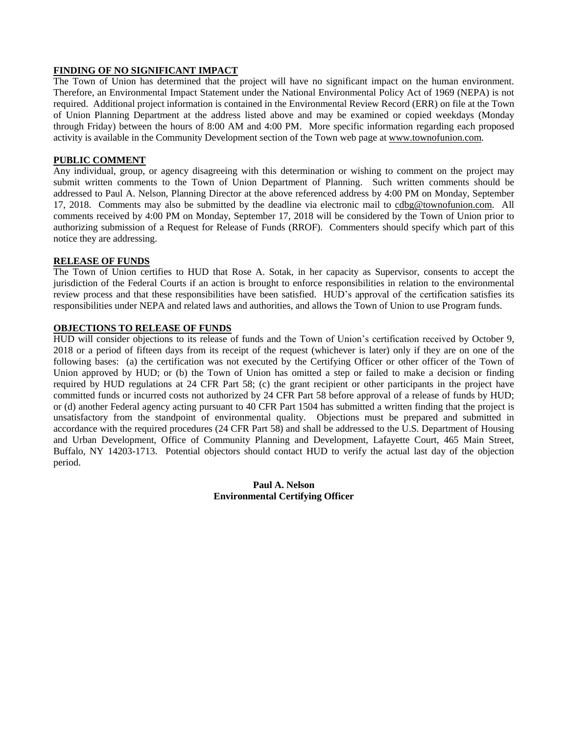## FINDING OF NO SIGNIFICANT IMPACT

The Town of Union has determined that the project will have no significant impact on the human environment. Therefore, an Environmental Impact Statement under the National Environmental Policy Act of 1969 (NEPA) is not required. Additional project information is contained in the Environmental Review Record (ERR) on file at the Town of Union Planning Department at the address listed above and may be examined or copied weekdays (Monday through Friday) between the hours of 8:00 AM and 4:00 PM. More specific information regarding each proposed activity is available in the Community Development section of the Town web page at www.townofunion.com.

## PUBLIC COMMENT

Any individual, group, or agency disagreeing with this determination or wishing to comment on the project may submit written comments to the Town of Union Department of Planning. Such written comments should be addressed to Paul A. Nelson, Planning Director at the above referenced address by 4:00 PM on Monday, September 17, 2018. Comments may also be submitted by the deadline via electronic mail to cdbg@townofunion.com. All comments received by 4:00 PM on Monday, September 17, 2018 will be considered by the Town of Union prior to authorizing submission of a Request for Release of Funds (RROF). Commenters should specify which part of this notice they are addressing.

## RELEASE OF FUNDS

The Town of Union certifies to HUD that Rose A. Sotak, in her capacity as Supervisor, consents to accept the jurisdiction of the Federal Courts if an action is brought to enforce responsibilities in relation to the environmental review process and that these responsibilities have been satisfied. HUD's approval of the certification satisfies its responsibilities under NEPA and related laws and authorities, and allows the Town of Union to use Program funds.

## OBJECTIONS TO RELEASE OF FUNDS

HUD will consider objections to its release of funds and the Town of Union's certification received by October 9, 2018 or a period of fifteen days from its receipt of the request (whichever is later) only if they are on one of the following bases: (a) the certification was not executed by the Certifying Officer or other officer of the Town of Union approved by HUD; or (b) the Town of Union has omitted a step or failed to make a decision or finding required by HUD regulations at 24 CFR Part 58; (c) the grant recipient or other participants in the project have committed funds or incurred costs not authorized by 24 CFR Part 58 before approval of a release of funds by HUD; or (d) another Federal agency acting pursuant to 40 CFR Part 1504 has submitted a written finding that the project is unsatisfactory from the standpoint of environmental quality. Objections must be prepared and submitted in accordance with the required procedures (24 CFR Part 58) and shall be addressed to the U.S. Department of Housing and Urban Development, Office of Community Planning and Development, Lafayette Court, 465 Main Street, Buffalo, NY 14203-1713. Potential objectors should contact HUD to verify the actual last day of the objection period.

**Paul A. Nelson**
**Environmental Certifying Officer**